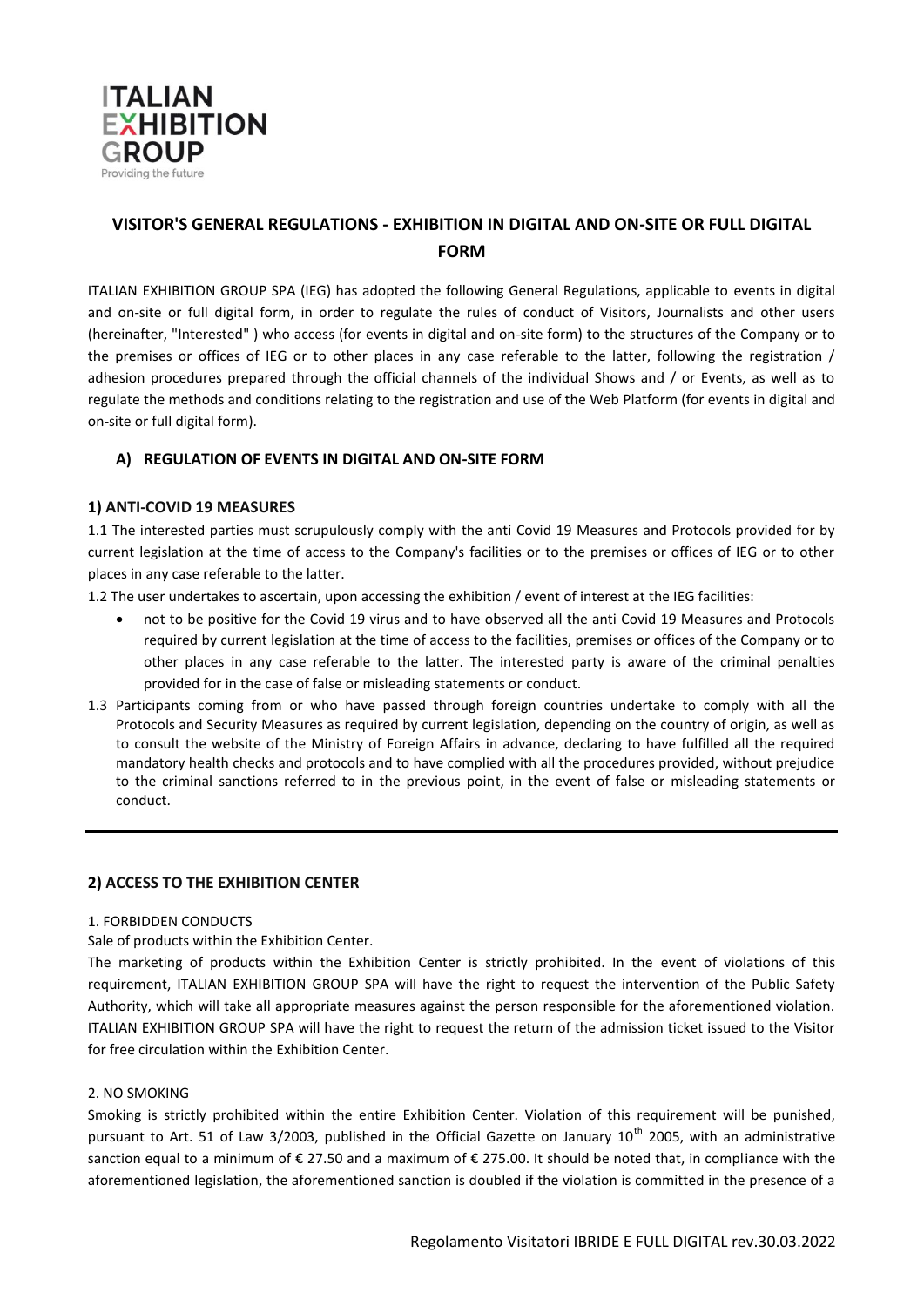# VISITOR'S GENERAL REGULATIONS - EXHIBITION IN DIGITAL AND ON-SITE OR FULL DIGITAL FORM

ITALIAN EXHIBITION GROUP SPA (IEG) has adopted the following General Regulations, applicable to events in digital and on-site or full digital form, in order to regulate the rules of conduct of Visitors, Journalists and other users (hereinafter, "Interested" ) who access (for events in digital and on-site form) to the structures of the Company or to the premises or offices of IEG or to other places in any case referable to the latter, following the registration / adhesion procedures prepared through the official channels of the individual Shows and / or Events, as well as to regulate the methods and conditions relating to the registration and use of the Web Platform (for events in digital and on-site or full digital form).

## A) REGULATION OF EVENTS IN DIGITAL AND ON-SITE FORM

### 1) ANTI-COVID 19 MEASURES

1.1 The interested parties must scrupulously comply with the anti Covid 19 Measures and Protocols provided for by current legislation at the time of access to the Company's facilities or to the premises or offices of IEG or to other places in any case referable to the latter.

1.2 The user undertakes to ascertain, upon accessing the exhibition / event of interest at the IEG facilities:

- not to be positive for the Covid 19 virus and to have observed all the anti Covid 19 Measures and Protocols required by current legislation at the time of access to the facilities, premises or offices of the Company or to other places in any case referable to the latter. The interested party is aware of the criminal penalties provided for in the case of false or misleading statements or conduct.

1.3 Participants coming from or who have passed through foreign countries undertake to comply with all the Protocols and Security Measures as required by current legislation, depending on the country of origin, as well as to consult the website of the Ministry of Foreign Affairs in advance, declaring to have fulfilled all the required mandatory health checks and protocols and to have complied with all the procedures provided, without prejudice to the criminal sanctions referred to in the previous point, in the event of false or misleading statements or conduct.

---

### 2) ACCESS TO THE EXHIBITION CENTER

1. FORBIDDEN CONDUCTS

Sale of products within the Exhibition Center.

The marketing of products within the Exhibition Center is strictly prohibited. In the event of violations of this requirement, ITALIAN EXHIBITION GROUP SPA will have the right to request the intervention of the Public Safety Authority, which will take all appropriate measures against the person responsible for the aforementioned violation. ITALIAN EXHIBITION GROUP SPA will have the right to request the return of the admission ticket issued to the Visitor for free circulation within the Exhibition Center.

2. NO SMOKING

Smoking is strictly prohibited within the entire Exhibition Center. Violation of this requirement will be punished, pursuant to Art. 51 of Law 3/2003, published in the Official Gazette on January 10th 2005, with an administrative sanction equal to a minimum of € 27.50 and a maximum of € 275.00. It should be noted that, in compliance with the aforementioned legislation, the aforementioned sanction is doubled if the violation is committed in the presence of a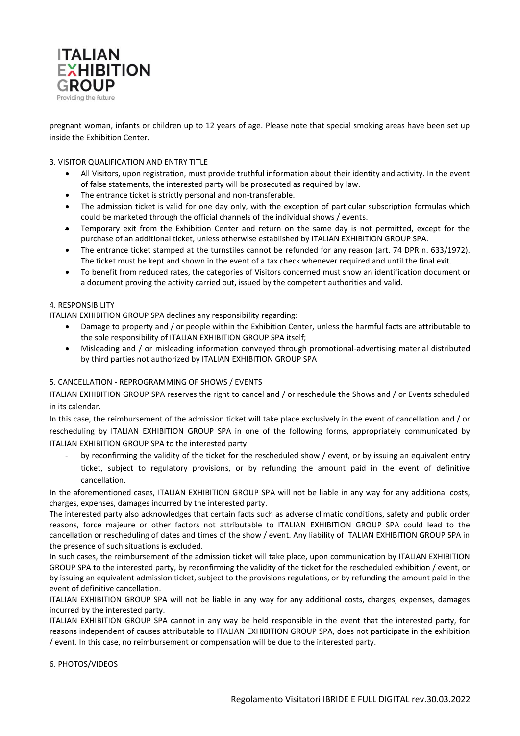pregnant woman, infants or children up to 12 years of age. Please note that special smoking areas have been set up inside the Exhibition Center.

3. VISITOR QUALIFICATION AND ENTRY TITLE

- All Visitors, upon registration, must provide truthful information about their identity and activity. In the event of false statements, the interested party will be prosecuted as required by law.
- The entrance ticket is strictly personal and non-transferable.
- The admission ticket is valid for one day only, with the exception of particular subscription formulas which could be marketed through the official channels of the individual shows / events.
- Temporary exit from the Exhibition Center and return on the same day is not permitted, except for the purchase of an additional ticket, unless otherwise established by ITALIAN EXHIBITION GROUP SPA.
- The entrance ticket stamped at the turnstiles cannot be refunded for any reason (art. 74 DPR n. 633/1972). The ticket must be kept and shown in the event of a tax check whenever required and until the final exit.
- To benefit from reduced rates, the categories of Visitors concerned must show an identification document or a document proving the activity carried out, issued by the competent authorities and valid.

4. RESPONSIBILITY

ITALIAN EXHIBITION GROUP SPA declines any responsibility regarding:

- Damage to property and / or people within the Exhibition Center, unless the harmful facts are attributable to the sole responsibility of ITALIAN EXHIBITION GROUP SPA itself;
- Misleading and / or misleading information conveyed through promotional-advertising material distributed by third parties not authorized by ITALIAN EXHIBITION GROUP SPA

5. CANCELLATION - REPROGRAMMING OF SHOWS / EVENTS

ITALIAN EXHIBITION GROUP SPA reserves the right to cancel and / or reschedule the Shows and / or Events scheduled in its calendar.

In this case, the reimbursement of the admission ticket will take place exclusively in the event of cancellation and / or rescheduling by ITALIAN EXHIBITION GROUP SPA in one of the following forms, appropriately communicated by ITALIAN EXHIBITION GROUP SPA to the interested party:

- by reconfirming the validity of the ticket for the rescheduled show / event, or by issuing an equivalent entry ticket, subject to regulatory provisions, or by refunding the amount paid in the event of definitive cancellation.

In the aforementioned cases, ITALIAN EXHIBITION GROUP SPA will not be liable in any way for any additional costs, charges, expenses, damages incurred by the interested party.

The interested party also acknowledges that certain facts such as adverse climatic conditions, safety and public order reasons, force majeure or other factors not attributable to ITALIAN EXHIBITION GROUP SPA could lead to the cancellation or rescheduling of dates and times of the show / event. Any liability of ITALIAN EXHIBITION GROUP SPA in the presence of such situations is excluded.

In such cases, the reimbursement of the admission ticket will take place, upon communication by ITALIAN EXHIBITION GROUP SPA to the interested party, by reconfirming the validity of the ticket for the rescheduled exhibition / event, or by issuing an equivalent admission ticket, subject to the provisions regulations, or by refunding the amount paid in the event of definitive cancellation.

ITALIAN EXHIBITION GROUP SPA will not be liable in any way for any additional costs, charges, expenses, damages incurred by the interested party.

ITALIAN EXHIBITION GROUP SPA cannot in any way be held responsible in the event that the interested party, for reasons independent of causes attributable to ITALIAN EXHIBITION GROUP SPA, does not participate in the exhibition / event. In this case, no reimbursement or compensation will be due to the interested party.

6. PHOTOS/VIDEOS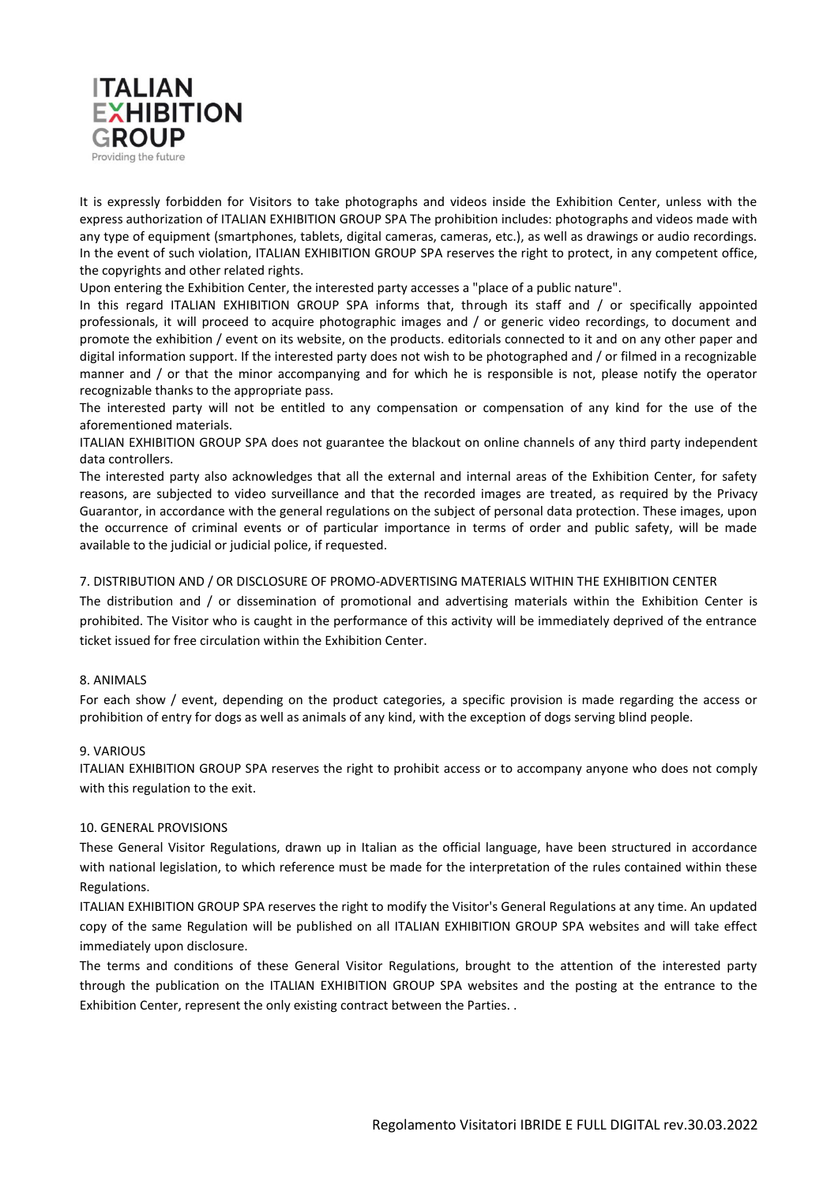It is expressly forbidden for Visitors to take photographs and videos inside the Exhibition Center, unless with the express authorization of ITALIAN EXHIBITION GROUP SPA The prohibition includes: photographs and videos made with any type of equipment (smartphones, tablets, digital cameras, cameras, etc.), as well as drawings or audio recordings. In the event of such violation, ITALIAN EXHIBITION GROUP SPA reserves the right to protect, in any competent office, the copyrights and other related rights.

Upon entering the Exhibition Center, the interested party accesses a "place of a public nature".

In this regard ITALIAN EXHIBITION GROUP SPA informs that, through its staff and / or specifically appointed professionals, it will proceed to acquire photographic images and / or generic video recordings, to document and promote the exhibition / event on its website, on the products. editorials connected to it and on any other paper and digital information support. If the interested party does not wish to be photographed and / or filmed in a recognizable manner and / or that the minor accompanying and for which he is responsible is not, please notify the operator recognizable thanks to the appropriate pass.

The interested party will not be entitled to any compensation or compensation of any kind for the use of the aforementioned materials.

ITALIAN EXHIBITION GROUP SPA does not guarantee the blackout on online channels of any third party independent data controllers.

The interested party also acknowledges that all the external and internal areas of the Exhibition Center, for safety reasons, are subjected to video surveillance and that the recorded images are treated, as required by the Privacy Guarantor, in accordance with the general regulations on the subject of personal data protection. These images, upon the occurrence of criminal events or of particular importance in terms of order and public safety, will be made available to the judicial or judicial police, if requested.

## 7. DISTRIBUTION AND / OR DISCLOSURE OF PROMO-ADVERTISING MATERIALS WITHIN THE EXHIBITION CENTER

The distribution and / or dissemination of promotional and advertising materials within the Exhibition Center is prohibited. The Visitor who is caught in the performance of this activity will be immediately deprived of the entrance ticket issued for free circulation within the Exhibition Center.

## 8. ANIMALS

For each show / event, depending on the product categories, a specific provision is made regarding the access or prohibition of entry for dogs as well as animals of any kind, with the exception of dogs serving blind people.

## 9. VARIOUS

ITALIAN EXHIBITION GROUP SPA reserves the right to prohibit access or to accompany anyone who does not comply with this regulation to the exit.

## 10. GENERAL PROVISIONS

These General Visitor Regulations, drawn up in Italian as the official language, have been structured in accordance with national legislation, to which reference must be made for the interpretation of the rules contained within these Regulations.

ITALIAN EXHIBITION GROUP SPA reserves the right to modify the Visitor's General Regulations at any time. An updated copy of the same Regulation will be published on all ITALIAN EXHIBITION GROUP SPA websites and will take effect immediately upon disclosure.

The terms and conditions of these General Visitor Regulations, brought to the attention of the interested party through the publication on the ITALIAN EXHIBITION GROUP SPA websites and the posting at the entrance to the Exhibition Center, represent the only existing contract between the Parties. .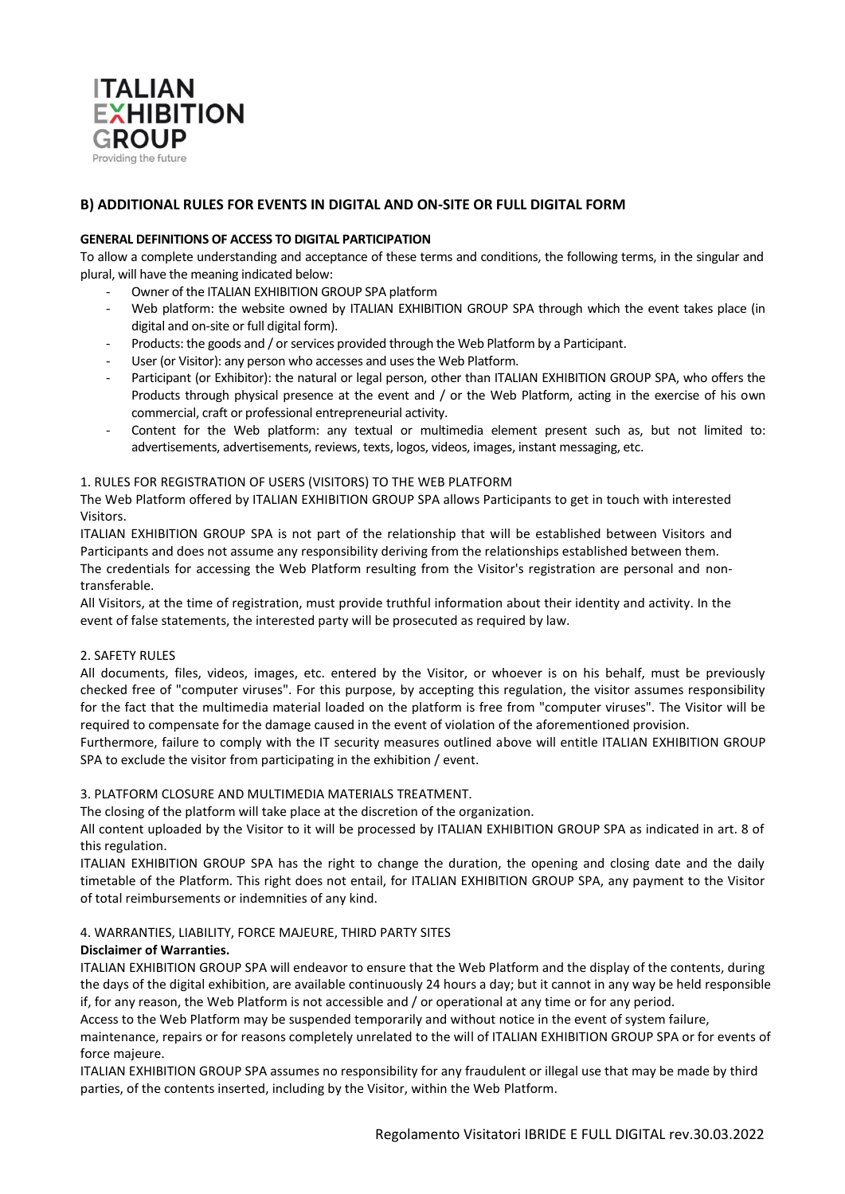## B) ADDITIONAL RULES FOR EVENTS IN DIGITAL AND ON-SITE OR FULL DIGITAL FORM

**GENERAL DEFINITIONS OF ACCESS TO DIGITAL PARTICIPATION**

To allow a complete understanding and acceptance of these terms and conditions, the following terms, in the singular and plural, will have the meaning indicated below:

- Owner of the ITALIAN EXHIBITION GROUP SPA platform
- Web platform: the website owned by ITALIAN EXHIBITION GROUP SPA through which the event takes place (in digital and on-site or full digital form).
- Products: the goods and / or services provided through the Web Platform by a Participant.
- User (or Visitor): any person who accesses and uses the Web Platform.
- Participant (or Exhibitor): the natural or legal person, other than ITALIAN EXHIBITION GROUP SPA, who offers the Products through physical presence at the event and / or the Web Platform, acting in the exercise of his own commercial, craft or professional entrepreneurial activity.
- Content for the Web platform: any textual or multimedia element present such as, but not limited to: advertisements, advertisements, reviews, texts, logos, videos, images, instant messaging, etc.

1. RULES FOR REGISTRATION OF USERS (VISITORS) TO THE WEB PLATFORM

The Web Platform offered by ITALIAN EXHIBITION GROUP SPA allows Participants to get in touch with interested Visitors.

ITALIAN EXHIBITION GROUP SPA is not part of the relationship that will be established between Visitors and Participants and does not assume any responsibility deriving from the relationships established between them.

The credentials for accessing the Web Platform resulting from the Visitor's registration are personal and non-transferable.

All Visitors, at the time of registration, must provide truthful information about their identity and activity. In the event of false statements, the interested party will be prosecuted as required by law.

2. SAFETY RULES

All documents, files, videos, images, etc. entered by the Visitor, or whoever is on his behalf, must be previously checked free of "computer viruses". For this purpose, by accepting this regulation, the visitor assumes responsibility for the fact that the multimedia material loaded on the platform is free from "computer viruses". The Visitor will be required to compensate for the damage caused in the event of violation of the aforementioned provision.

Furthermore, failure to comply with the IT security measures outlined above will entitle ITALIAN EXHIBITION GROUP SPA to exclude the visitor from participating in the exhibition / event.

3. PLATFORM CLOSURE AND MULTIMEDIA MATERIALS TREATMENT.

The closing of the platform will take place at the discretion of the organization.

All content uploaded by the Visitor to it will be processed by ITALIAN EXHIBITION GROUP SPA as indicated in art. 8 of this regulation.

ITALIAN EXHIBITION GROUP SPA has the right to change the duration, the opening and closing date and the daily timetable of the Platform. This right does not entail, for ITALIAN EXHIBITION GROUP SPA, any payment to the Visitor of total reimbursements or indemnities of any kind.

4. WARRANTIES, LIABILITY, FORCE MAJEURE, THIRD PARTY SITES

**Disclaimer of Warranties.**

ITALIAN EXHIBITION GROUP SPA will endeavor to ensure that the Web Platform and the display of the contents, during the days of the digital exhibition, are available continuously 24 hours a day; but it cannot in any way be held responsible if, for any reason, the Web Platform is not accessible and / or operational at any time or for any period.

Access to the Web Platform may be suspended temporarily and without notice in the event of system failure, maintenance, repairs or for reasons completely unrelated to the will of ITALIAN EXHIBITION GROUP SPA or for events of force majeure.

ITALIAN EXHIBITION GROUP SPA assumes no responsibility for any fraudulent or illegal use that may be made by third parties, of the contents inserted, including by the Visitor, within the Web Platform.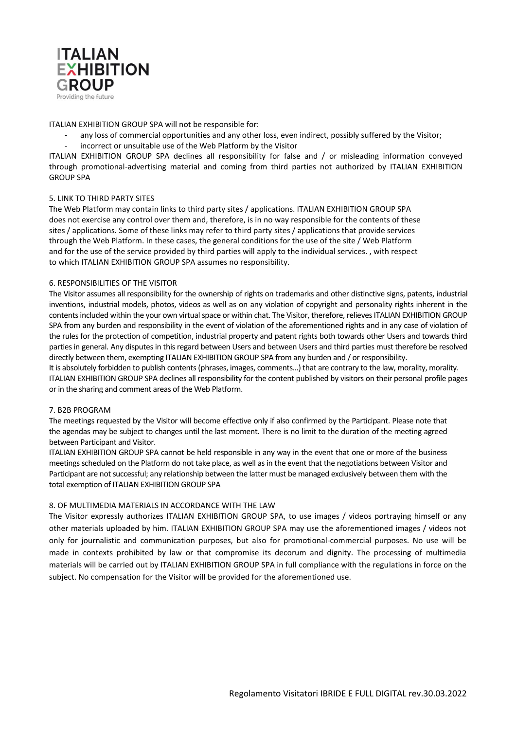ITALIAN EXHIBITION GROUP SPA will not be responsible for:

- any loss of commercial opportunities and any other loss, even indirect, possibly suffered by the Visitor;
- incorrect or unsuitable use of the Web Platform by the Visitor

ITALIAN EXHIBITION GROUP SPA declines all responsibility for false and / or misleading information conveyed through promotional-advertising material and coming from third parties not authorized by ITALIAN EXHIBITION GROUP SPA

## 5. LINK TO THIRD PARTY SITES

The Web Platform may contain links to third party sites / applications. ITALIAN EXHIBITION GROUP SPA does not exercise any control over them and, therefore, is in no way responsible for the contents of these sites / applications. Some of these links may refer to third party sites / applications that provide services through the Web Platform. In these cases, the general conditions for the use of the site / Web Platform and for the use of the service provided by third parties will apply to the individual services. , with respect to which ITALIAN EXHIBITION GROUP SPA assumes no responsibility.

## 6. RESPONSIBILITIES OF THE VISITOR

The Visitor assumes all responsibility for the ownership of rights on trademarks and other distinctive signs, patents, industrial inventions, industrial models, photos, videos as well as on any violation of copyright and personality rights inherent in the contents included within the your own virtual space or within chat. The Visitor, therefore, relieves ITALIAN EXHIBITION GROUP SPA from any burden and responsibility in the event of violation of the aforementioned rights and in any case of violation of the rules for the protection of competition, industrial property and patent rights both towards other Users and towards third parties in general. Any disputes in this regard between Users and between Users and third parties must therefore be resolved directly between them, exempting ITALIAN EXHIBITION GROUP SPA from any burden and / or responsibility.

It is absolutely forbidden to publish contents (phrases, images, comments...) that are contrary to the law, morality, morality.

ITALIAN EXHIBITION GROUP SPA declines all responsibility for the content published by visitors on their personal profile pages or in the sharing and comment areas of the Web Platform.

## 7. B2B PROGRAM

The meetings requested by the Visitor will become effective only if also confirmed by the Participant. Please note that the agendas may be subject to changes until the last moment. There is no limit to the duration of the meeting agreed between Participant and Visitor.

ITALIAN EXHIBITION GROUP SPA cannot be held responsible in any way in the event that one or more of the business meetings scheduled on the Platform do not take place, as well as in the event that the negotiations between Visitor and Participant are not successful; any relationship between the latter must be managed exclusively between them with the total exemption of ITALIAN EXHIBITION GROUP SPA

## 8. OF MULTIMEDIA MATERIALS IN ACCORDANCE WITH THE LAW

The Visitor expressly authorizes ITALIAN EXHIBITION GROUP SPA, to use images / videos portraying himself or any other materials uploaded by him. ITALIAN EXHIBITION GROUP SPA may use the aforementioned images / videos not only for journalistic and communication purposes, but also for promotional-commercial purposes. No use will be made in contexts prohibited by law or that compromise its decorum and dignity. The processing of multimedia materials will be carried out by ITALIAN EXHIBITION GROUP SPA in full compliance with the regulations in force on the subject. No compensation for the Visitor will be provided for the aforementioned use.